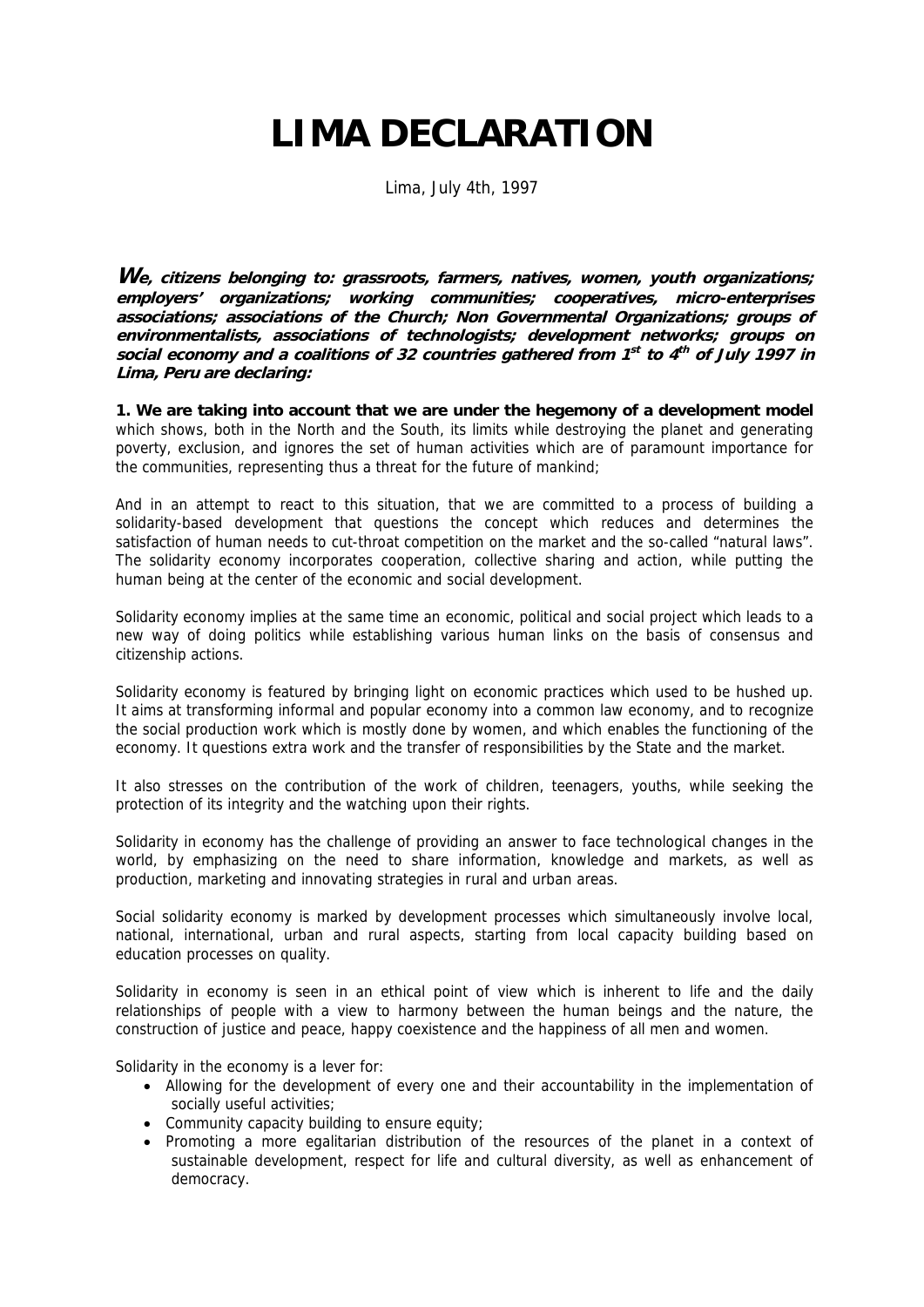# LIMA DECLARATION

Lima, July 4th, 1997

***We, citizens belonging to: grassroots, farmers, natives, women, youth organizations; employers' organizations; working communities; cooperatives, micro-enterprises associations; associations of the Church; Non Governmental Organizations; groups of environmentalists, associations of technologists; development networks; groups on social economy and a coalitions of 32 countries gathered from 1st to 4th of July 1997 in Lima, Peru are declaring:***

**1. We are taking into account that we are under the hegemony of a development model** which shows, both in the North and the South, its limits while destroying the planet and generating poverty, exclusion, and ignores the set of human activities which are of paramount importance for the communities, representing thus a threat for the future of mankind;

And in an attempt to react to this situation, that we are committed to a process of building a solidarity-based development that questions the concept which reduces and determines the satisfaction of human needs to cut-throat competition on the market and the so-called "natural laws". The solidarity economy incorporates cooperation, collective sharing and action, while putting the human being at the center of the economic and social development.

Solidarity economy implies at the same time an economic, political and social project which leads to a new way of doing politics while establishing various human links on the basis of consensus and citizenship actions.

Solidarity economy is featured by bringing light on economic practices which used to be hushed up. It aims at transforming informal and popular economy into a common law economy, and to recognize the social production work which is mostly done by women, and which enables the functioning of the economy. It questions extra work and the transfer of responsibilities by the State and the market.

It also stresses on the contribution of the work of children, teenagers, youths, while seeking the protection of its integrity and the watching upon their rights.

Solidarity in economy has the challenge of providing an answer to face technological changes in the world, by emphasizing on the need to share information, knowledge and markets, as well as production, marketing and innovating strategies in rural and urban areas.

Social solidarity economy is marked by development processes which simultaneously involve local, national, international, urban and rural aspects, starting from local capacity building based on education processes on quality.

Solidarity in economy is seen in an ethical point of view which is inherent to life and the daily relationships of people with a view to harmony between the human beings and the nature, the construction of justice and peace, happy coexistence and the happiness of all men and women.

Solidarity in the economy is a lever for:

- Allowing for the development of every one and their accountability in the implementation of socially useful activities;
- Community capacity building to ensure equity;
- Promoting a more egalitarian distribution of the resources of the planet in a context of sustainable development, respect for life and cultural diversity, as well as enhancement of democracy.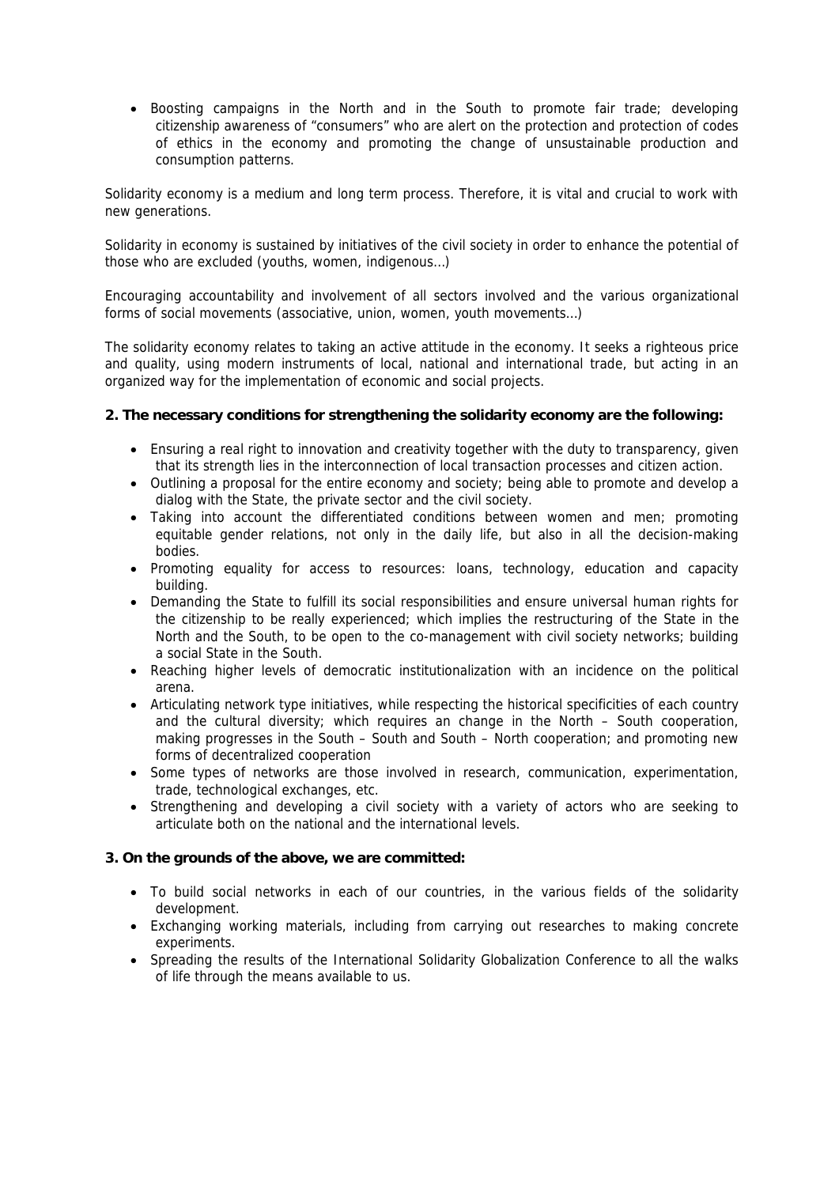- Boosting campaigns in the North and in the South to promote fair trade; developing citizenship awareness of "consumers" who are alert on the protection and protection of codes of ethics in the economy and promoting the change of unsustainable production and consumption patterns.

Solidarity economy is a medium and long term process. Therefore, it is vital and crucial to work with new generations.

Solidarity in economy is sustained by initiatives of the civil society in order to enhance the potential of those who are excluded (youths, women, indigenous…)

Encouraging accountability and involvement of all sectors involved and the various organizational forms of social movements (associative, union, women, youth movements…)

The solidarity economy relates to taking an active attitude in the economy. It seeks a righteous price and quality, using modern instruments of local, national and international trade, but acting in an organized way for the implementation of economic and social projects.

**2. The necessary conditions for strengthening the solidarity economy are the following:**

- Ensuring a real right to innovation and creativity together with the duty to transparency, given that its strength lies in the interconnection of local transaction processes and citizen action.
- Outlining a proposal for the entire economy and society; being able to promote and develop a dialog with the State, the private sector and the civil society.
- Taking into account the differentiated conditions between women and men; promoting equitable gender relations, not only in the daily life, but also in all the decision-making bodies.
- Promoting equality for access to resources: loans, technology, education and capacity building.
- Demanding the State to fulfill its social responsibilities and ensure universal human rights for the citizenship to be really experienced; which implies the restructuring of the State in the North and the South, to be open to the co-management with civil society networks; building a social State in the South.
- Reaching higher levels of democratic institutionalization with an incidence on the political arena.
- Articulating network type initiatives, while respecting the historical specificities of each country and the cultural diversity; which requires an change in the North – South cooperation, making progresses in the South – South and South – North cooperation; and promoting new forms of decentralized cooperation
- Some types of networks are those involved in research, communication, experimentation, trade, technological exchanges, etc.
- Strengthening and developing a civil society with a variety of actors who are seeking to articulate both on the national and the international levels.

**3. On the grounds of the above, we are committed:**

- To build social networks in each of our countries, in the various fields of the solidarity development.
- Exchanging working materials, including from carrying out researches to making concrete experiments.
- Spreading the results of the International Solidarity Globalization Conference to all the walks of life through the means available to us.